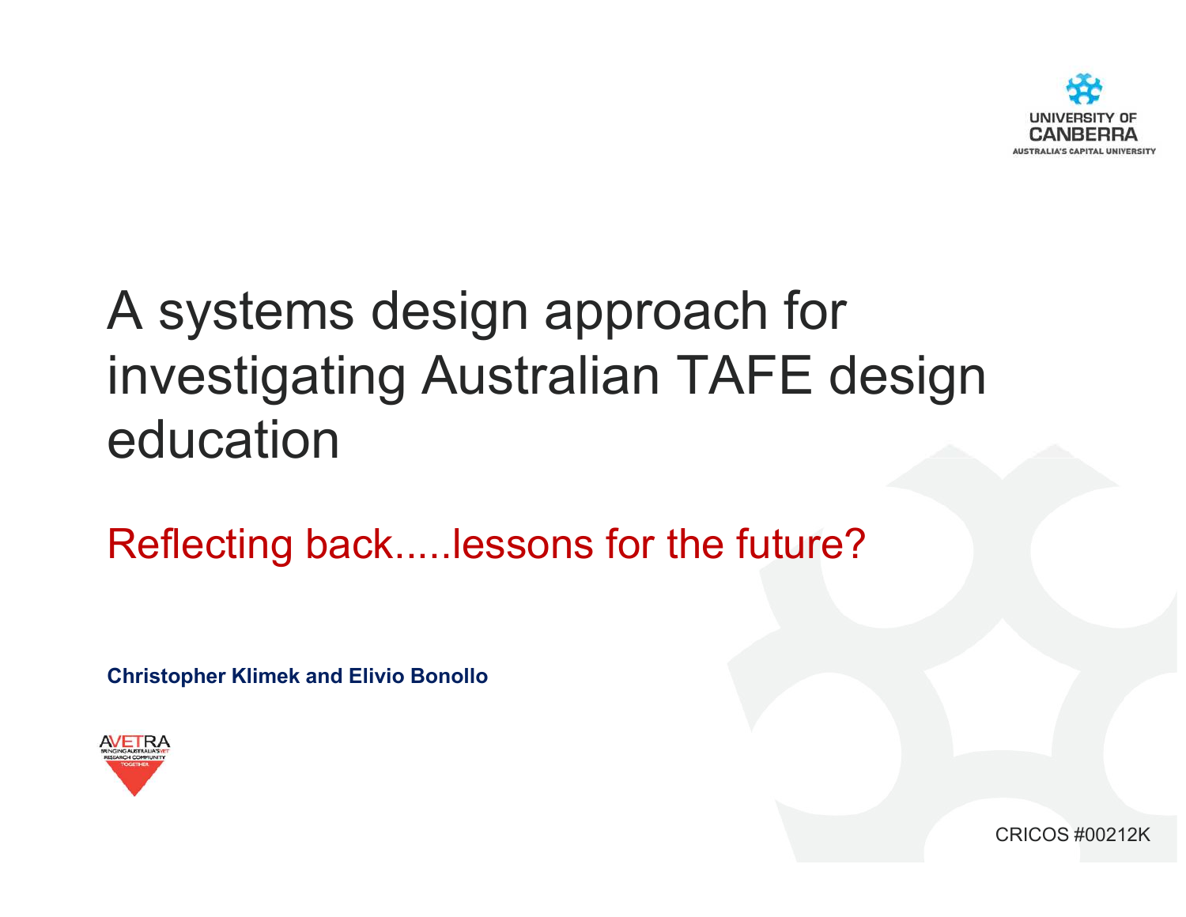UNIVERSITY OF CANBERRA
AUSTRALIA'S CAPITAL UNIVERSITY

# A systems design approach for investigating Australian TAFE design education

## Reflecting back.....lessons for the future?

**Christopher Klimek and Elivio Bonollo**

AVETRA
BRINGING AUSTRALIA'S VET RESEARCH COMMUNITY TOGETHER

CRICOS #00212K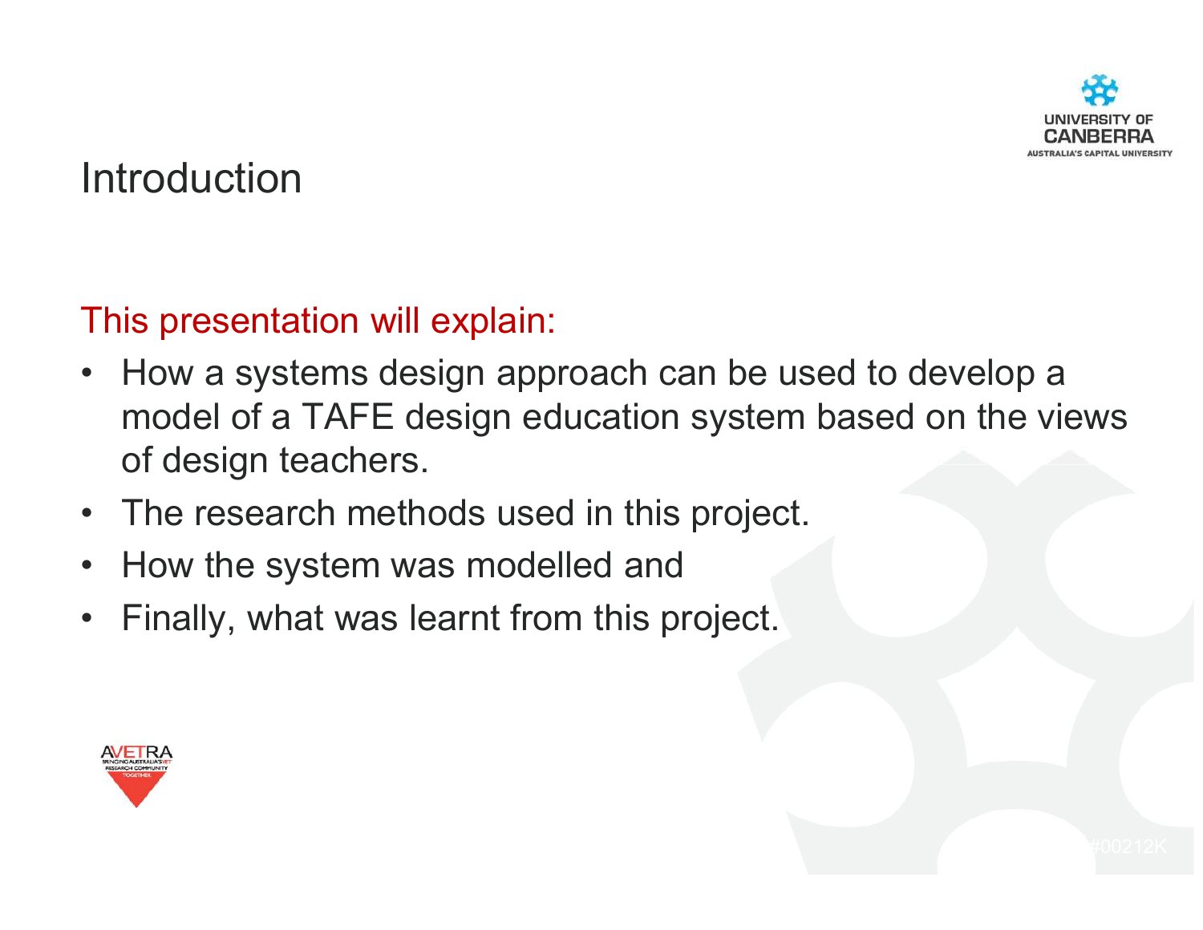# Introduction

This presentation will explain:

- How a systems design approach can be used to develop a model of a TAFE design education system based on the views of design teachers.
- The research methods used in this project.
- How the system was modelled and
- Finally, what was learnt from this project.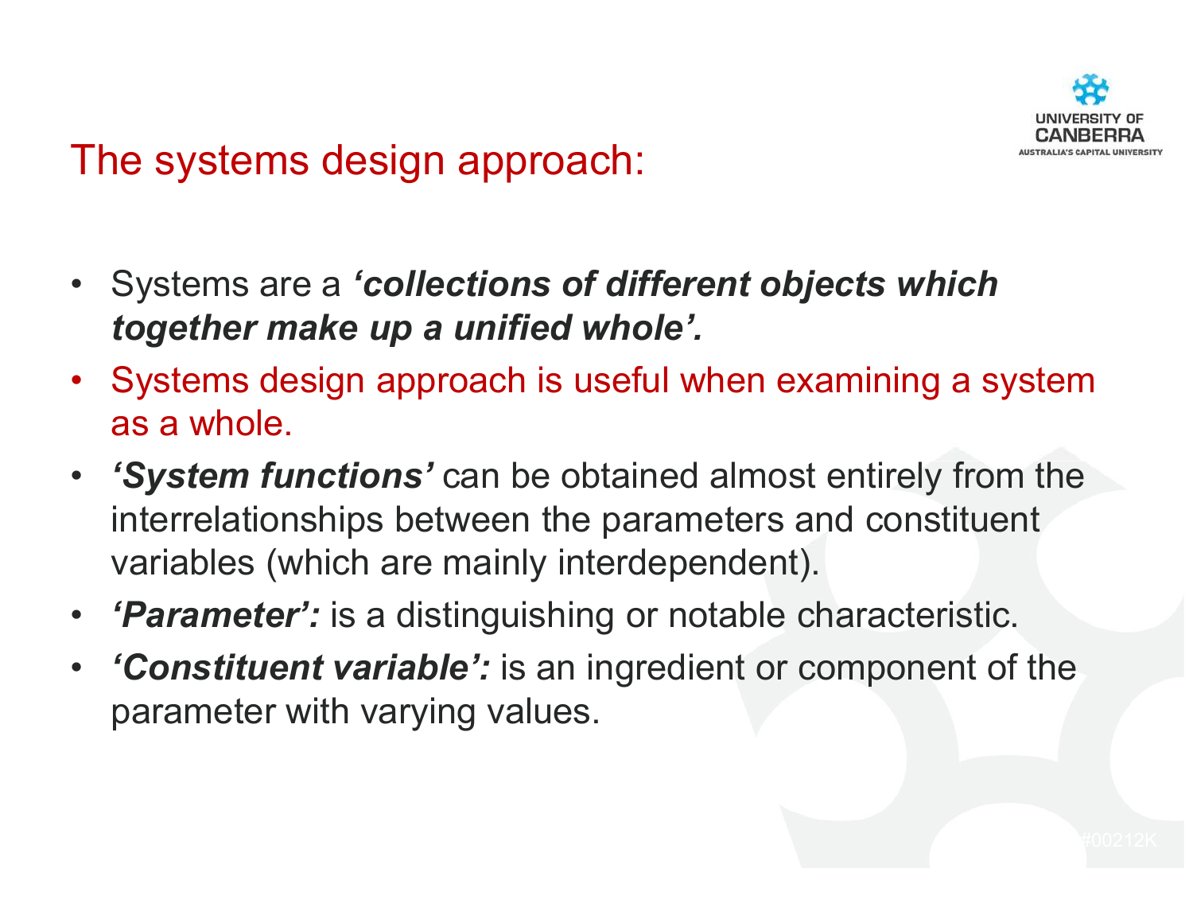## The systems design approach:

- Systems are a ***'collections of different objects which together make up a unified whole'.***
- Systems design approach is useful when examining a system as a whole.
- ***'System functions'*** can be obtained almost entirely from the interrelationships between the parameters and constituent variables (which are mainly interdependent).
- ***'Parameter':*** is a distinguishing or notable characteristic.
- ***'Constituent variable':*** is an ingredient or component of the parameter with varying values.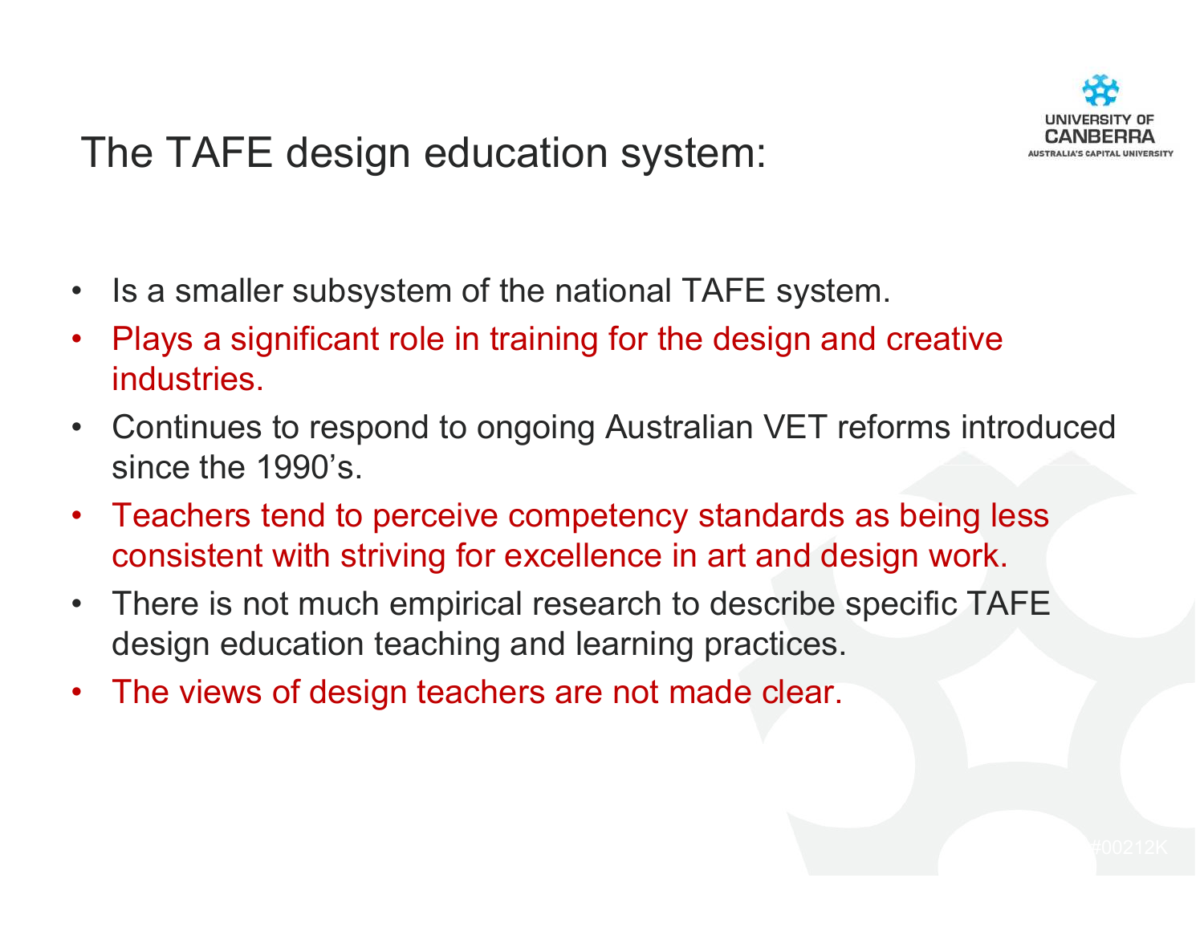# The TAFE design education system:

- Is a smaller subsystem of the national TAFE system.
- Plays a significant role in training for the design and creative industries.
- Continues to respond to ongoing Australian VET reforms introduced since the 1990's.
- Teachers tend to perceive competency standards as being less consistent with striving for excellence in art and design work.
- There is not much empirical research to describe specific TAFE design education teaching and learning practices.
- The views of design teachers are not made clear.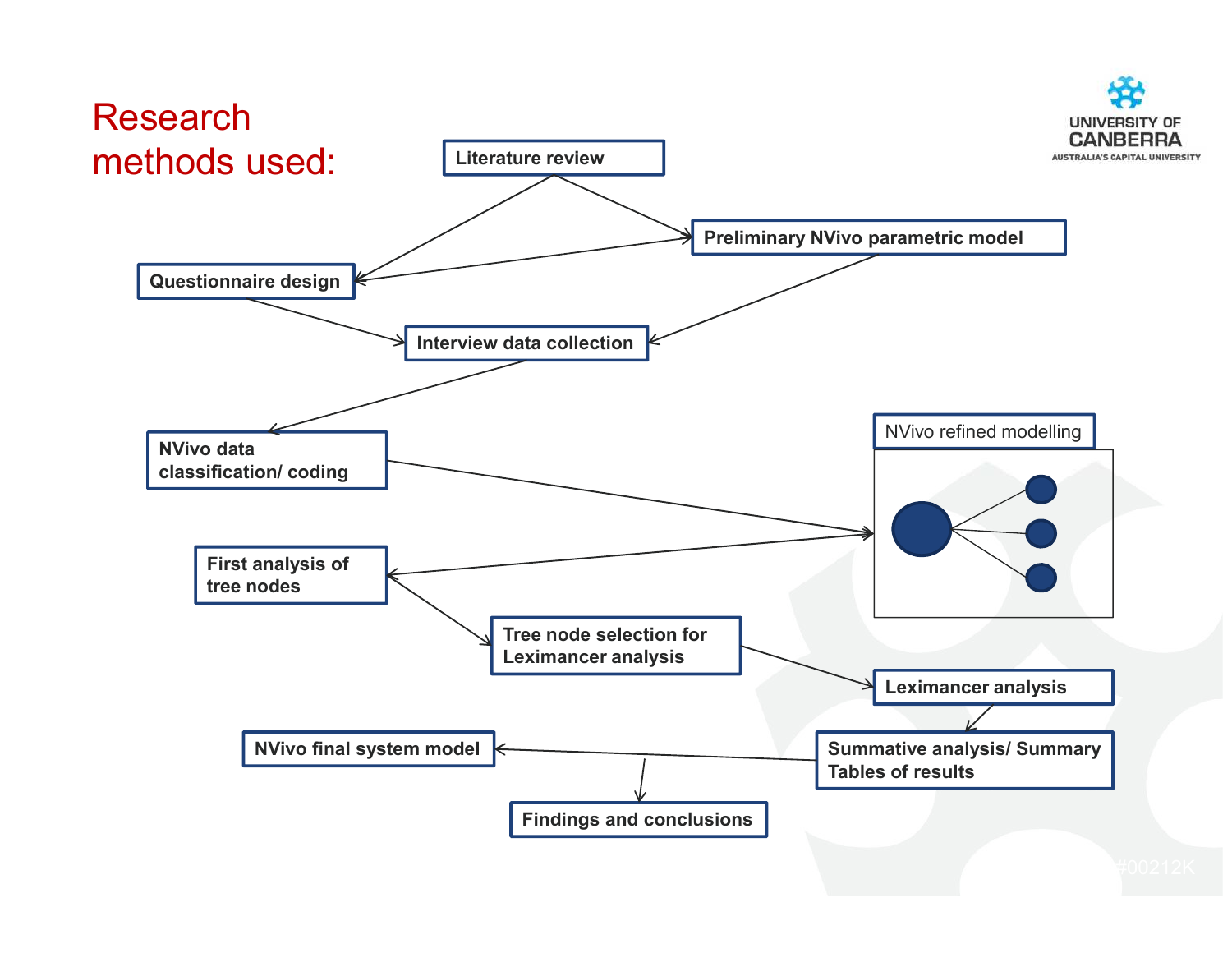# Research methods used:

- Literature review
- Questionnaire design
- Preliminary NVivo parametric model
- Interview data collection
- NVivo data classification/ coding
- NVivo refined modelling
- First analysis of tree nodes
- Tree node selection for Leximancer analysis
- Leximancer analysis
- Summative analysis/ Summary Tables of results
- NVivo final system model
- Findings and conclusions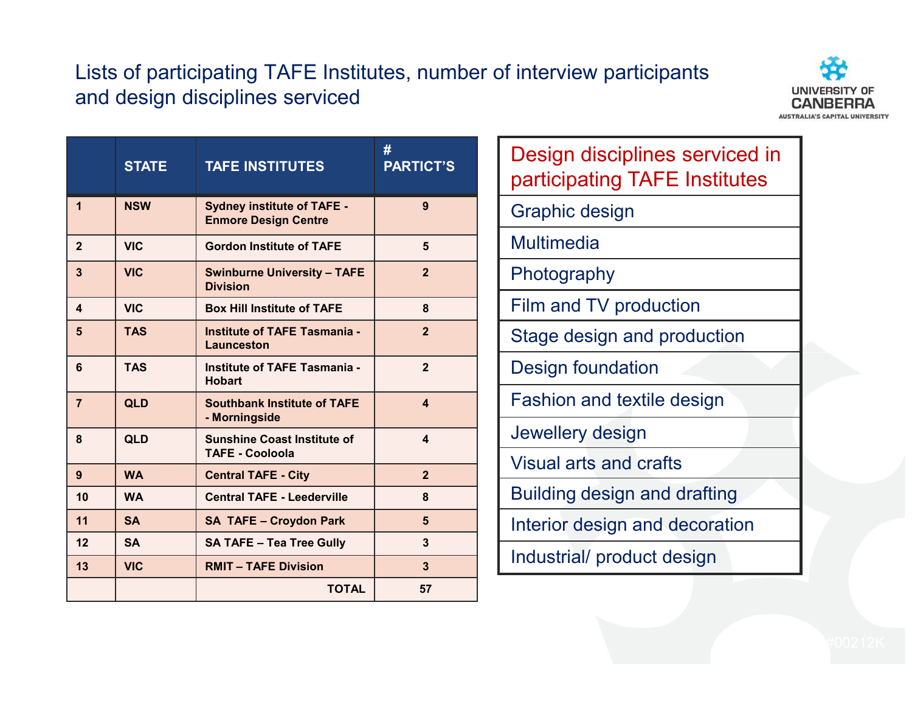# Lists of participating TAFE Institutes, number of interview participants and design disciplines serviced

| | STATE | TAFE INSTITUTES | # PARTICT'S |
|---|---|---|---|
| 1 | NSW | Sydney institute of TAFE - Enmore Design Centre | 9 |
| 2 | VIC | Gordon Institute of TAFE | 5 |
| 3 | VIC | Swinburne University – TAFE Division | 2 |
| 4 | VIC | Box Hill Institute of TAFE | 8 |
| 5 | TAS | Institute of TAFE Tasmania - Launceston | 2 |
| 6 | TAS | Institute of TAFE Tasmania - Hobart | 2 |
| 7 | QLD | Southbank Institute of TAFE - Morningside | 4 |
| 8 | QLD | Sunshine Coast Institute of TAFE - Cooloola | 4 |
| 9 | WA | Central TAFE - City | 2 |
| 10 | WA | Central TAFE - Leederville | 8 |
| 11 | SA | SA TAFE – Croydon Park | 5 |
| 12 | SA | SA TAFE – Tea Tree Gully | 3 |
| 13 | VIC | RMIT – TAFE Division | 3 |
| | | TOTAL | 57 |

| Design disciplines serviced in participating TAFE Institutes |
|---|
| Graphic design |
| Multimedia |
| Photography |
| Film and TV production |
| Stage design and production |
| Design foundation |
| Fashion and textile design |
| Jewellery design |
| Visual arts and crafts |
| Building design and drafting |
| Interior design and decoration |
| Industrial/ product design |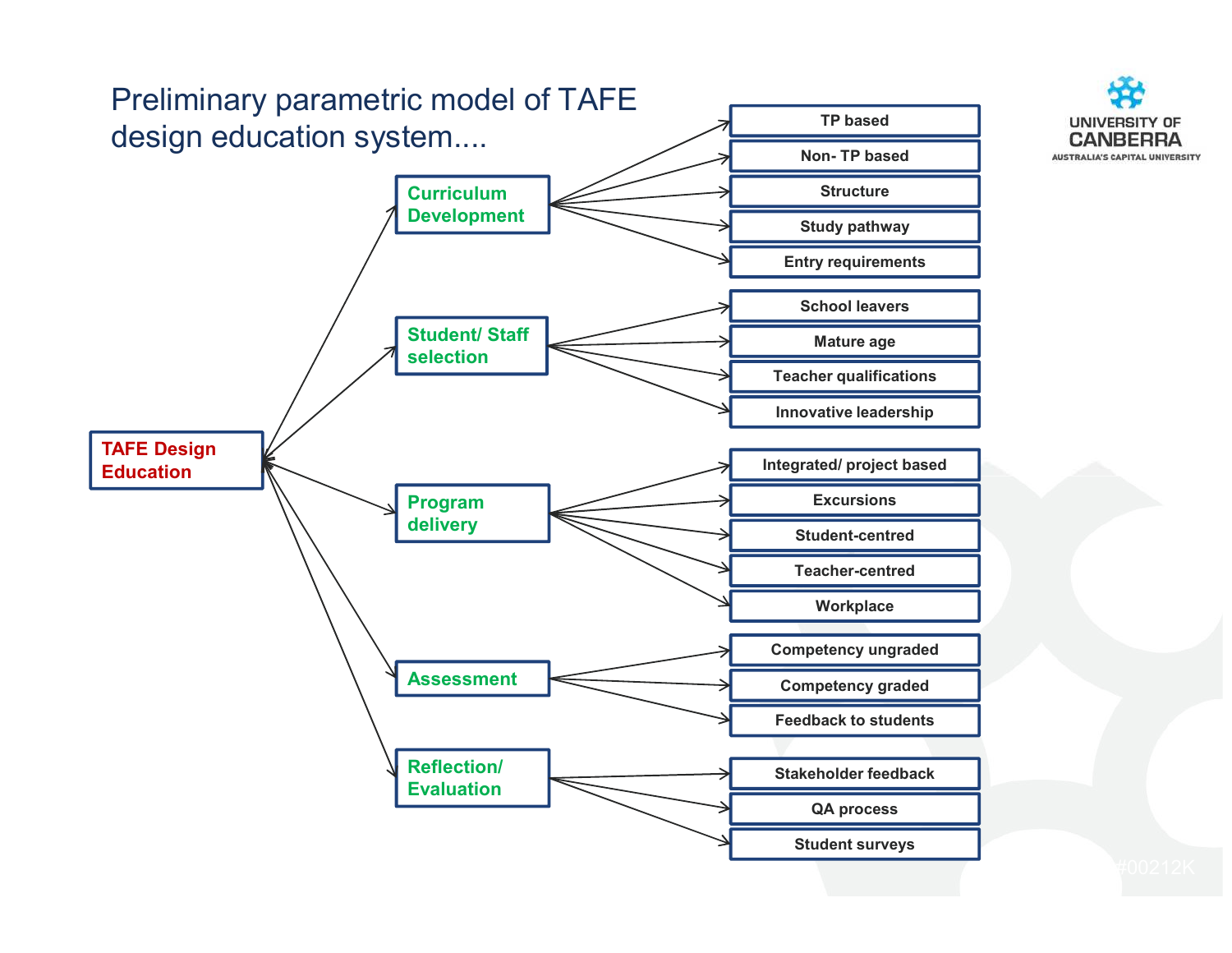# Preliminary parametric model of TAFE design education system....

- **TAFE Design Education**
  - **Curriculum Development**
    - TP based
    - Non- TP based
    - Structure
    - Study pathway
    - Entry requirements
  - **Student/ Staff selection**
    - School leavers
    - Mature age
    - Teacher qualifications
    - Innovative leadership
  - **Program delivery**
    - Integrated/ project based
    - Excursions
    - Student-centred
    - Teacher-centred
    - Workplace
  - **Assessment**
    - Competency ungraded
    - Competency graded
    - Feedback to students
  - **Reflection/ Evaluation**
    - Stakeholder feedback
    - QA process
    - Student surveys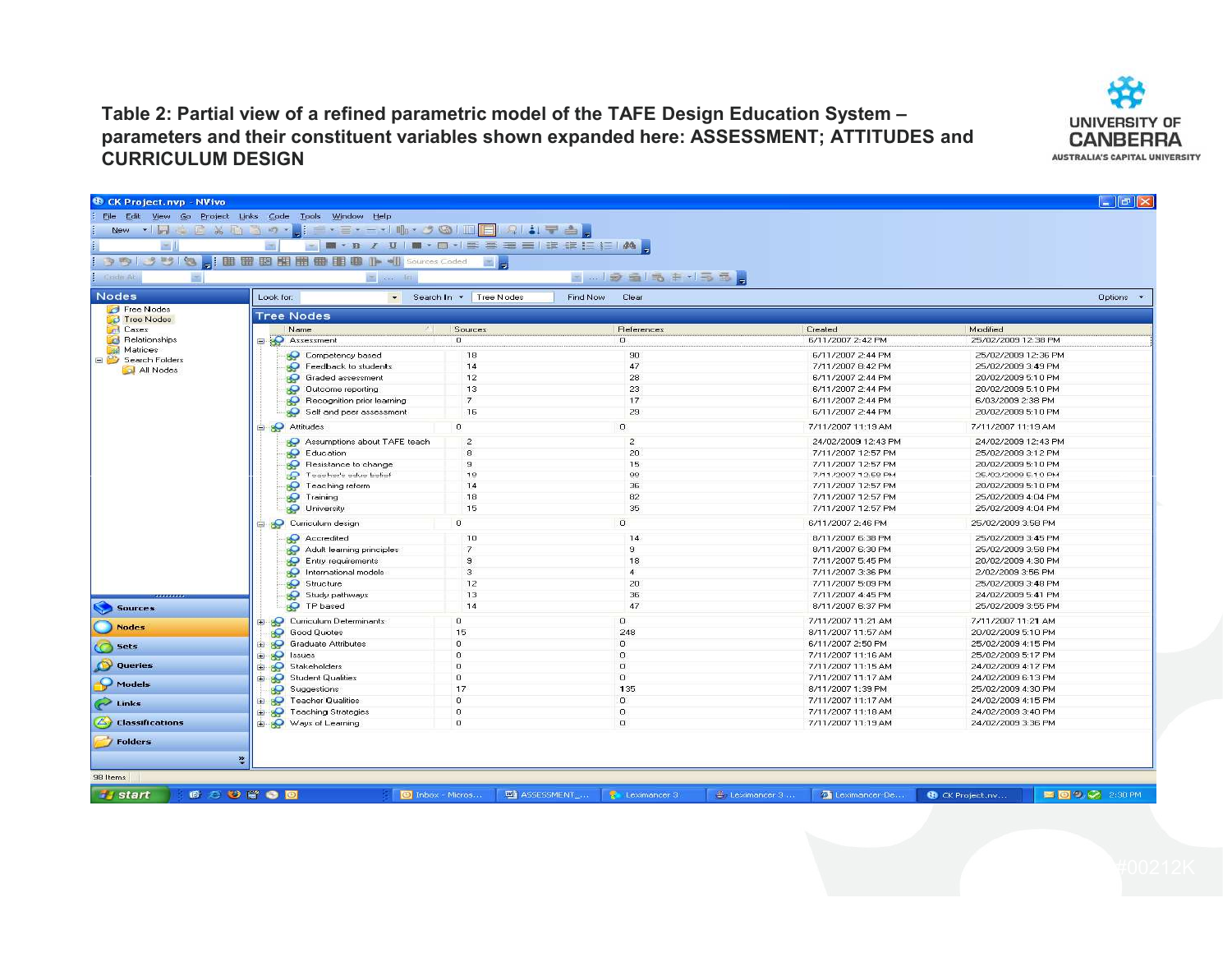**Table 2: Partial view of a refined parametric model of the TAFE Design Education System – parameters and their constituent variables shown expanded here: ASSESSMENT; ATTITUDES and CURRICULUM DESIGN**

| Name | Sources | References | Created | Modified |
|---|---|---|---|---|
| Assessment | 0 | 0 | 6/11/2007 2:42 PM | 25/02/2009 12:38 PM |
| Competency based | 18 | 90 | 6/11/2007 2:44 PM | 25/02/2009 12:36 PM |
| Feedback to students | 14 | 47 | 7/11/2007 8:42 PM | 25/02/2009 3:49 PM |
| Graded assessment | 12 | 28 | 6/11/2007 2:44 PM | 20/02/2009 5:10 PM |
| Outcome reporting | 13 | 23 | 6/11/2007 2:44 PM | 20/02/2009 5:10 PM |
| Recognition prior learning | 7 | 17 | 6/11/2007 2:44 PM | 6/03/2009 2:38 PM |
| Self and peer assessment | 16 | 29 | 6/11/2007 2:44 PM | 20/02/2009 5:10 PM |
| Attitudes | 0 | 0 | 7/11/2007 11:19 AM | 7/11/2007 11:19 AM |
| Assumptions about TAFE teach | 2 | 2 | 24/02/2009 12:43 PM | 24/02/2009 12:43 PM |
| Education | 8 | 20 | 7/11/2007 12:57 PM | 25/02/2009 3:12 PM |
| Resistance to change | 9 | 15 | 7/11/2007 12:57 PM | 20/02/2009 5:10 PM |
| Teacher's educ belief | 19 | 99 | 7/11/2007 12:59 PM | 25/02/2009 5:10 PM |
| Teaching reform | 14 | 36 | 7/11/2007 12:57 PM | 20/02/2009 5:10 PM |
| Training | 18 | 82 | 7/11/2007 12:57 PM | 25/02/2009 4:04 PM |
| University | 15 | 35 | 7/11/2007 12:57 PM | 25/02/2009 4:04 PM |
| Curriculum design | 0 | 0 | 6/11/2007 2:46 PM | 25/02/2009 3:58 PM |
| Accredited | 10 | 14 | 8/11/2007 6:38 PM | 25/02/2009 3:45 PM |
| Adult learning principles | 7 | 9 | 8/11/2007 6:30 PM | 25/02/2009 3:58 PM |
| Entry requirements | 9 | 18 | 7/11/2007 5:45 PM | 20/02/2009 4:30 PM |
| International models | 3 | 4 | 7/11/2007 3:36 PM | 2/02/2009 3:56 PM |
| Structure | 12 | 20 | 7/11/2007 5:09 PM | 25/02/2009 3:48 PM |
| Study pathways | 13 | 36 | 7/11/2007 4:45 PM | 24/02/2009 5:41 PM |
| TP based | 14 | 47 | 8/11/2007 6:37 PM | 25/02/2009 3:55 PM |
| Curriculum Determinants | 0 | 0 | 7/11/2007 11:21 AM | 7/11/2007 11:21 AM |
| Good Quotes | 15 | 248 | 8/11/2007 11:57 AM | 20/02/2009 5:10 PM |
| Graduate Attributes | 0 | 0 | 6/11/2007 2:50 PM | 25/02/2009 4:15 PM |
| Issues | 0 | 0 | 7/11/2007 11:16 AM | 25/02/2009 5:17 PM |
| Stakeholders | 0 | 0 | 7/11/2007 11:15 AM | 24/02/2009 4:17 PM |
| Student Qualities | 0 | 0 | 7/11/2007 11:17 AM | 24/02/2009 6:13 PM |
| Suggestions | 17 | 135 | 8/11/2007 1:39 PM | 25/02/2009 4:30 PM |
| Teacher Qualities | 0 | 0 | 7/11/2007 11:17 AM | 24/02/2009 4:15 PM |
| Teaching Strategies | 0 | 0 | 7/11/2007 11:18 AM | 24/02/2009 3:40 PM |
| Ways of Learning | 0 | 0 | 7/11/2007 11:19 AM | 24/02/2009 3:36 PM |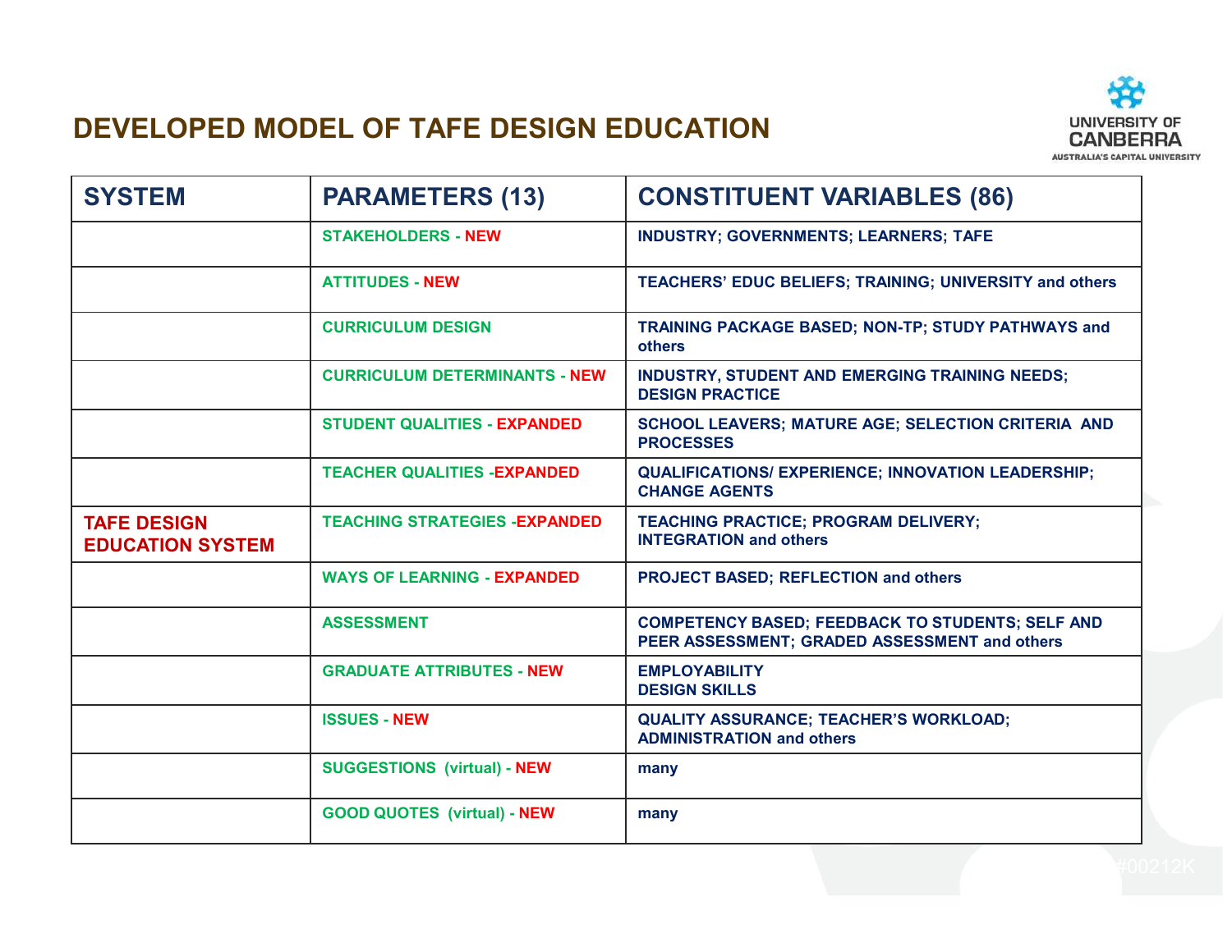## DEVELOPED MODEL OF TAFE DESIGN EDUCATION

| SYSTEM | PARAMETERS (13) | CONSTITUENT VARIABLES (86) |
|---|---|---|
| | STAKEHOLDERS - NEW | INDUSTRY; GOVERNMENTS; LEARNERS; TAFE |
| | ATTITUDES - NEW | TEACHERS' EDUC BELIEFS; TRAINING; UNIVERSITY and others |
| | CURRICULUM DESIGN | TRAINING PACKAGE BASED; NON-TP; STUDY PATHWAYS and others |
| | CURRICULUM DETERMINANTS - NEW | INDUSTRY, STUDENT AND EMERGING TRAINING NEEDS; DESIGN PRACTICE |
| | STUDENT QUALITIES - EXPANDED | SCHOOL LEAVERS; MATURE AGE; SELECTION CRITERIA AND PROCESSES |
| | TEACHER QUALITIES -EXPANDED | QUALIFICATIONS/ EXPERIENCE; INNOVATION LEADERSHIP; CHANGE AGENTS |
| TAFE DESIGN EDUCATION SYSTEM | TEACHING STRATEGIES -EXPANDED | TEACHING PRACTICE; PROGRAM DELIVERY; INTEGRATION and others |
| | WAYS OF LEARNING - EXPANDED | PROJECT BASED; REFLECTION and others |
| | ASSESSMENT | COMPETENCY BASED; FEEDBACK TO STUDENTS; SELF AND PEER ASSESSMENT; GRADED ASSESSMENT and others |
| | GRADUATE ATTRIBUTES - NEW | EMPLOYABILITY<br>DESIGN SKILLS |
| | ISSUES - NEW | QUALITY ASSURANCE; TEACHER'S WORKLOAD; ADMINISTRATION and others |
| | SUGGESTIONS (virtual) - NEW | many |
| | GOOD QUOTES (virtual) - NEW | many |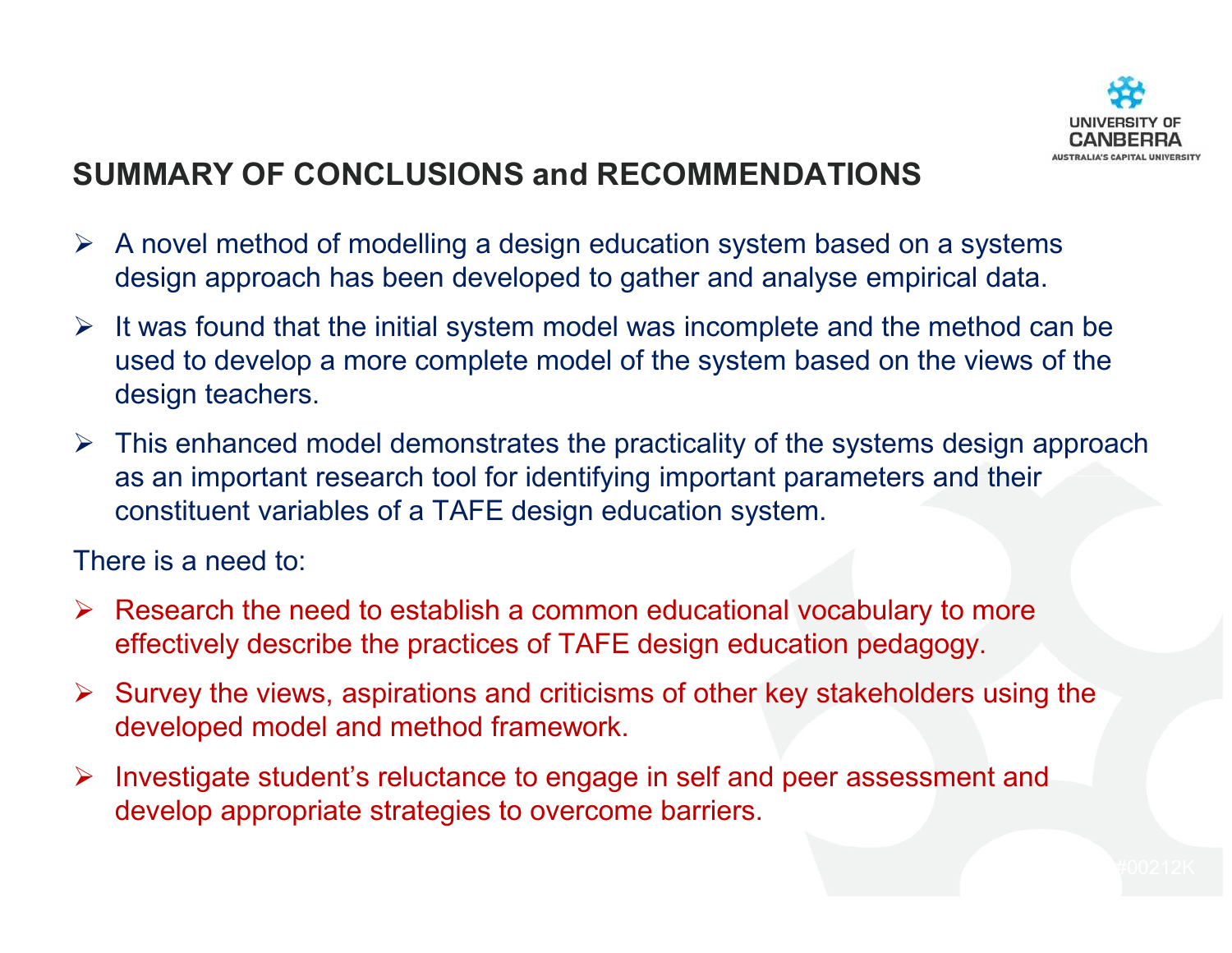## SUMMARY OF CONCLUSIONS and RECOMMENDATIONS

- A novel method of modelling a design education system based on a systems design approach has been developed to gather and analyse empirical data.
- It was found that the initial system model was incomplete and the method can be used to develop a more complete model of the system based on the views of the design teachers.
- This enhanced model demonstrates the practicality of the systems design approach as an important research tool for identifying important parameters and their constituent variables of a TAFE design education system.

There is a need to:

- Research the need to establish a common educational vocabulary to more effectively describe the practices of TAFE design education pedagogy.
- Survey the views, aspirations and criticisms of other key stakeholders using the developed model and method framework.
- Investigate student's reluctance to engage in self and peer assessment and develop appropriate strategies to overcome barriers.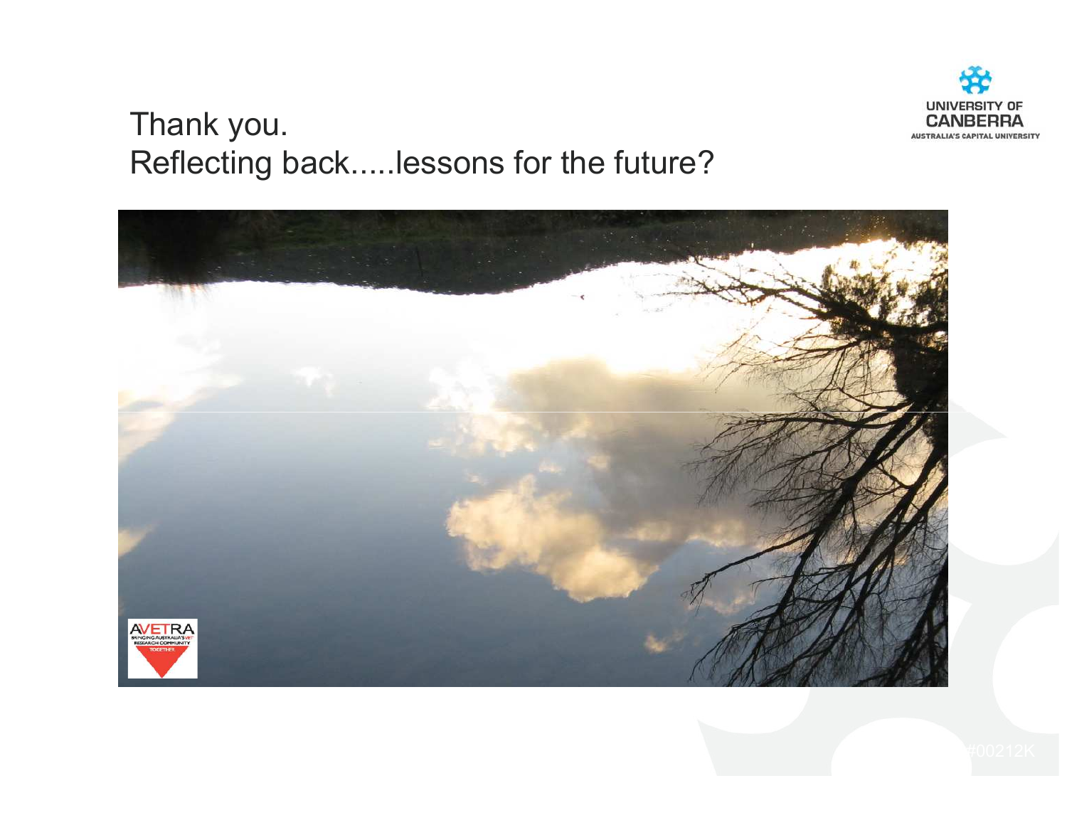# Thank you.
# Reflecting back.....lessons for the future?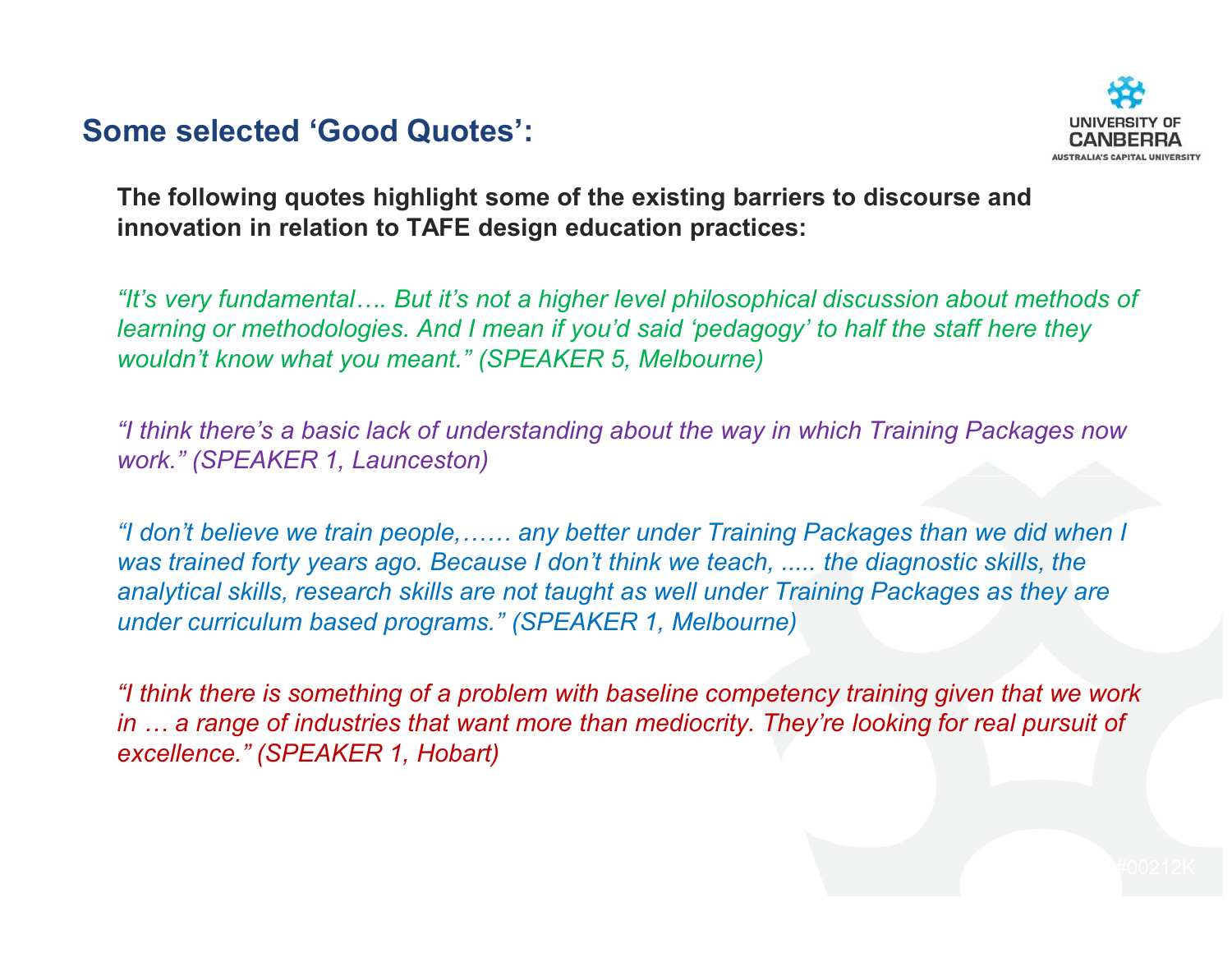## Some selected 'Good Quotes':

**The following quotes highlight some of the existing barriers to discourse and innovation in relation to TAFE design education practices:**

*"It's very fundamental…. But it's not a higher level philosophical discussion about methods of learning or methodologies. And I mean if you'd said 'pedagogy' to half the staff here they wouldn't know what you meant." (SPEAKER 5, Melbourne)*

*"I think there's a basic lack of understanding about the way in which Training Packages now work." (SPEAKER 1, Launceston)*

*"I don't believe we train people,…… any better under Training Packages than we did when I was trained forty years ago. Because I don't think we teach, ..... the diagnostic skills, the analytical skills, research skills are not taught as well under Training Packages as they are under curriculum based programs." (SPEAKER 1, Melbourne)*

*"I think there is something of a problem with baseline competency training given that we work in … a range of industries that want more than mediocrity. They're looking for real pursuit of excellence." (SPEAKER 1, Hobart)*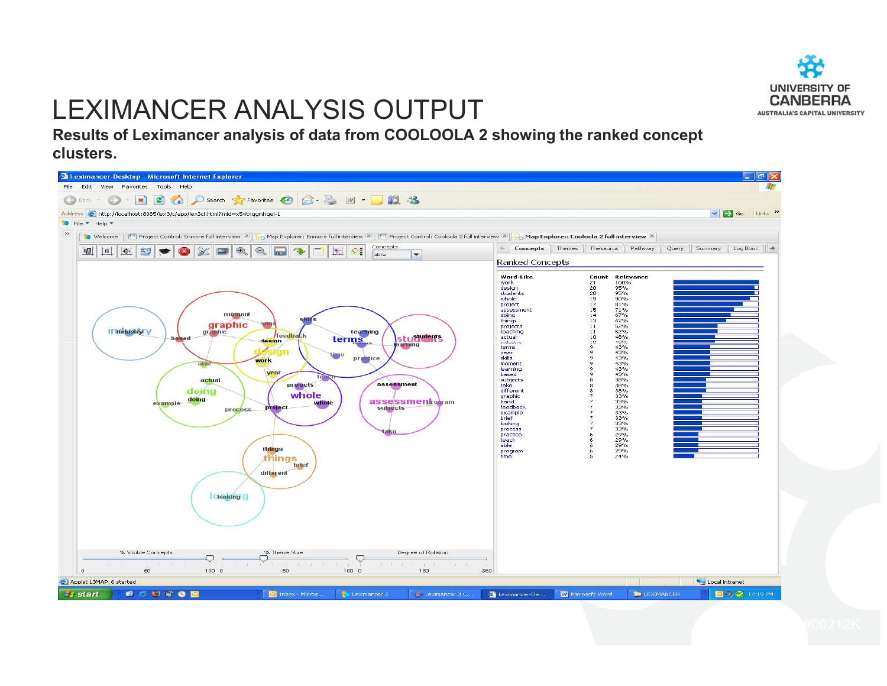# LEXIMANCER ANALYSIS OUTPUT

**Results of Leximancer analysis of data from COOLOOLA 2 showing the ranked concept clusters.**

Ranked Concepts

| Word-Like | Count | Relevance |
|---|---|---|
| work | 21 | 100% |
| design | 20 | 95% |
| students | 20 | 95% |
| whole | 19 | 90% |
| project | 17 | 81% |
| assessment | 15 | 71% |
| doing | 14 | 67% |
| things | 13 | 62% |
| projects | 11 | 52% |
| teaching | 11 | 52% |
| actual | 10 | 48% |
| industry | 10 | 48% |
| terms | 9 | 43% |
| year | 9 | 43% |
| skills | 9 | 43% |
| moment | 9 | 43% |
| learning | 9 | 43% |
| based | 9 | 43% |
| subjects | 8 | 38% |
| take | 8 | 38% |
| different | 8 | 38% |
| graphic | 7 | 33% |
| hand | 7 | 33% |
| feedback | 7 | 33% |
| example | 7 | 33% |
| brief | 7 | 33% |
| looking | 7 | 33% |
| process | 7 | 33% |
| practice | 6 | 29% |
| teach | 6 | 29% |
| able | 6 | 29% |
| program | 6 | 29% |
| time | 5 | 24% |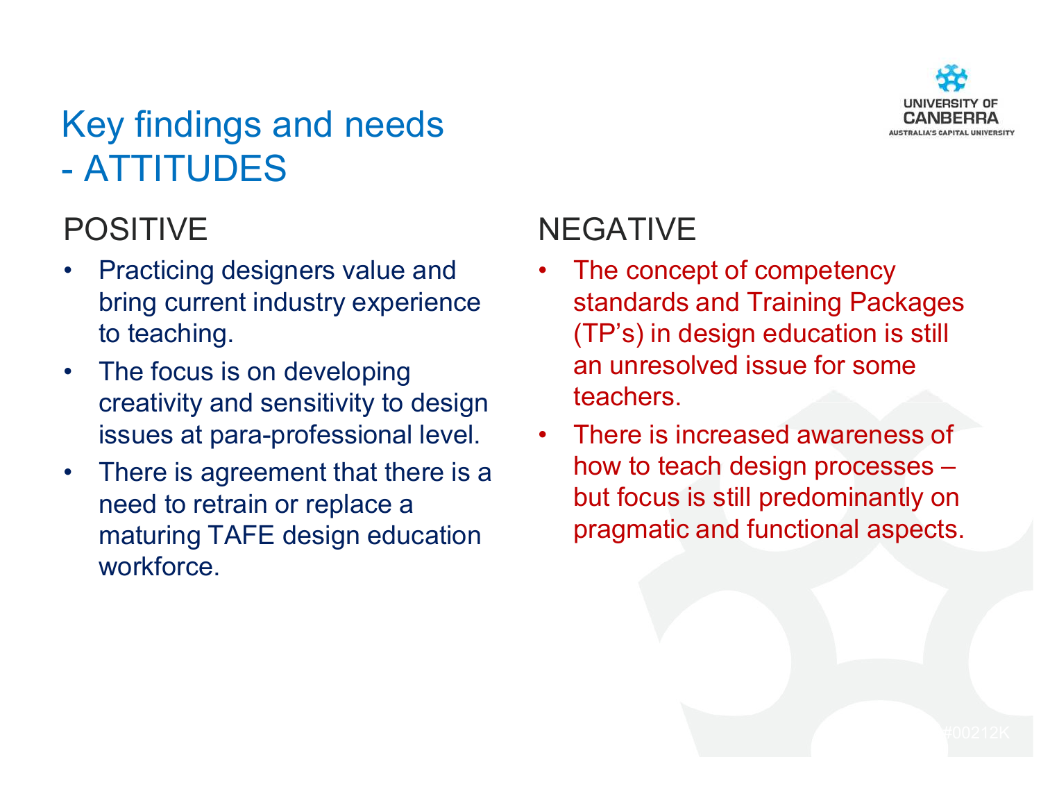# Key findings and needs - ATTITUDES

## POSITIVE

- Practicing designers value and bring current industry experience to teaching.
- The focus is on developing creativity and sensitivity to design issues at para-professional level.
- There is agreement that there is a need to retrain or replace a maturing TAFE design education workforce.

## NEGATIVE

- The concept of competency standards and Training Packages (TP's) in design education is still an unresolved issue for some teachers.
- There is increased awareness of how to teach design processes – but focus is still predominantly on pragmatic and functional aspects.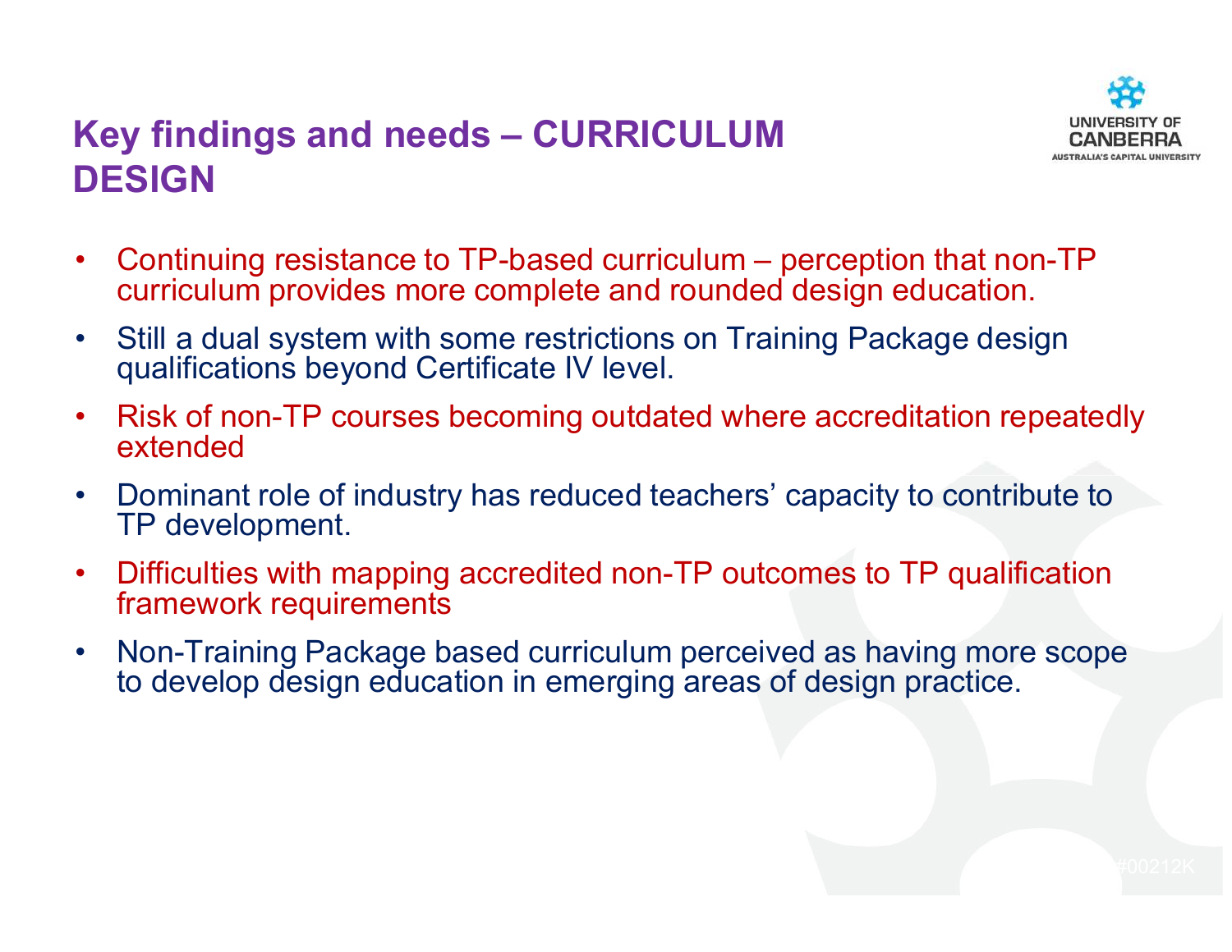## Key findings and needs – CURRICULUM DESIGN

- Continuing resistance to TP-based curriculum – perception that non-TP curriculum provides more complete and rounded design education.
- Still a dual system with some restrictions on Training Package design qualifications beyond Certificate IV level.
- Risk of non-TP courses becoming outdated where accreditation repeatedly extended
- Dominant role of industry has reduced teachers' capacity to contribute to TP development.
- Difficulties with mapping accredited non-TP outcomes to TP qualification framework requirements
- Non-Training Package based curriculum perceived as having more scope to develop design education in emerging areas of design practice.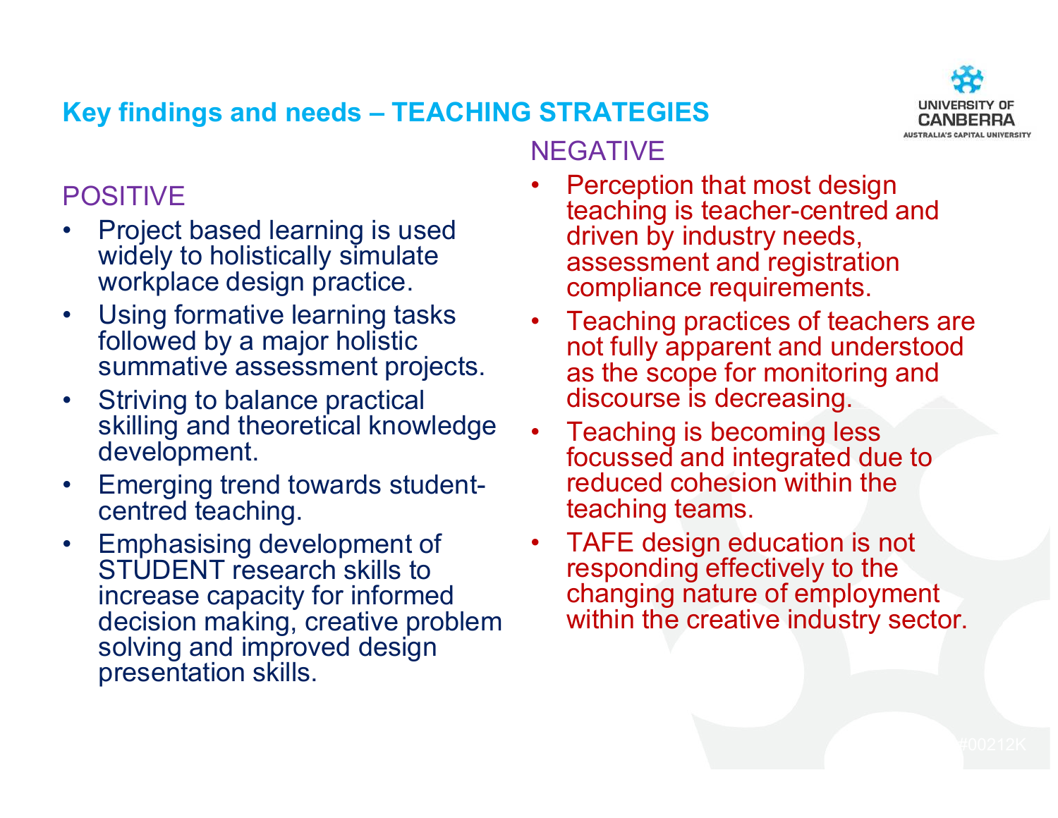## Key findings and needs – TEACHING STRATEGIES

### POSITIVE

- Project based learning is used widely to holistically simulate workplace design practice.
- Using formative learning tasks followed by a major holistic summative assessment projects.
- Striving to balance practical skilling and theoretical knowledge development.
- Emerging trend towards student-centred teaching.
- Emphasising development of STUDENT research skills to increase capacity for informed decision making, creative problem solving and improved design presentation skills.

### NEGATIVE

- Perception that most design teaching is teacher-centred and driven by industry needs, assessment and registration compliance requirements.
- Teaching practices of teachers are not fully apparent and understood as the scope for monitoring and discourse is decreasing.
- Teaching is becoming less focussed and integrated due to reduced cohesion within the teaching teams.
- TAFE design education is not responding effectively to the changing nature of employment within the creative industry sector.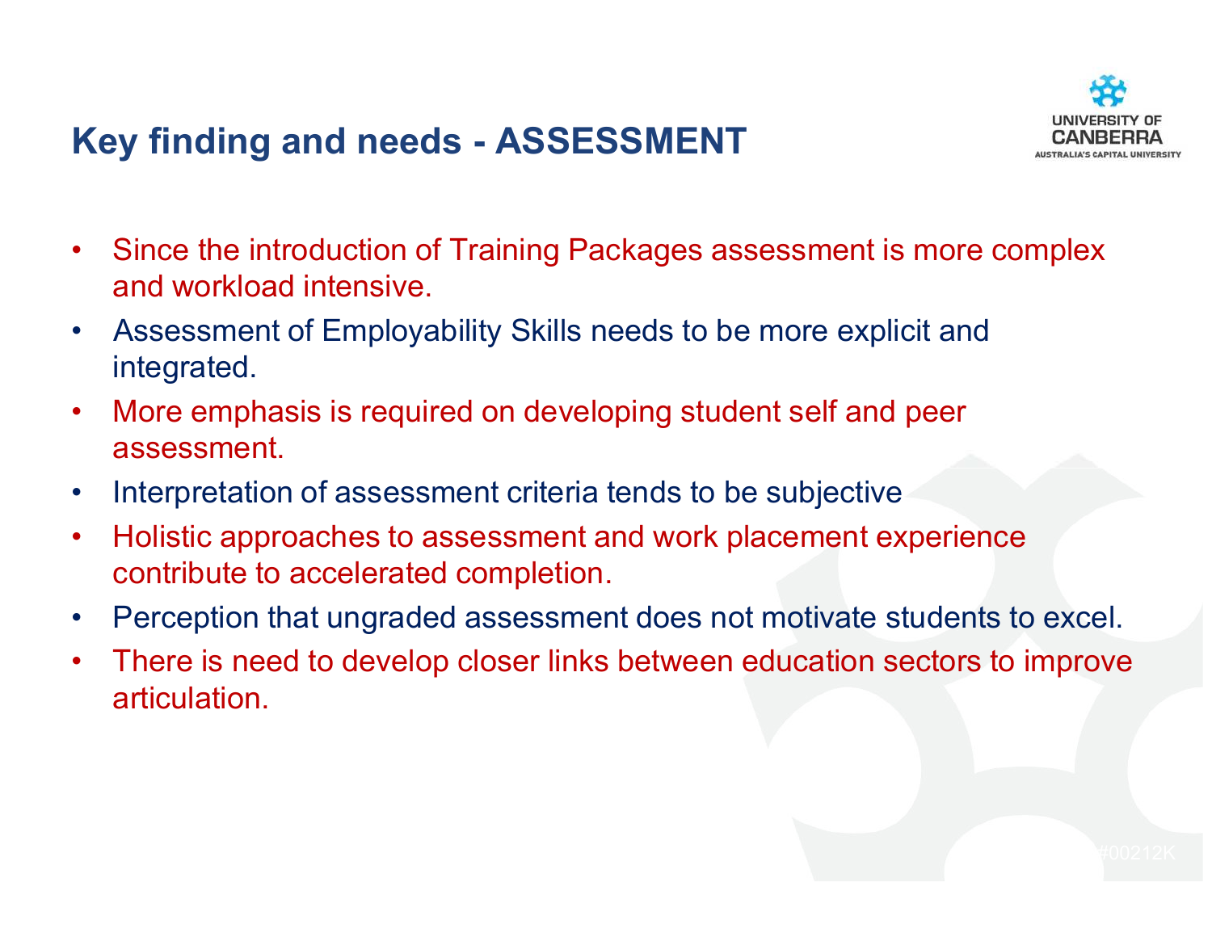## Key finding and needs - ASSESSMENT

- Since the introduction of Training Packages assessment is more complex and workload intensive.
- Assessment of Employability Skills needs to be more explicit and integrated.
- More emphasis is required on developing student self and peer assessment.
- Interpretation of assessment criteria tends to be subjective
- Holistic approaches to assessment and work placement experience contribute to accelerated completion.
- Perception that ungraded assessment does not motivate students to excel.
- There is need to develop closer links between education sectors to improve articulation.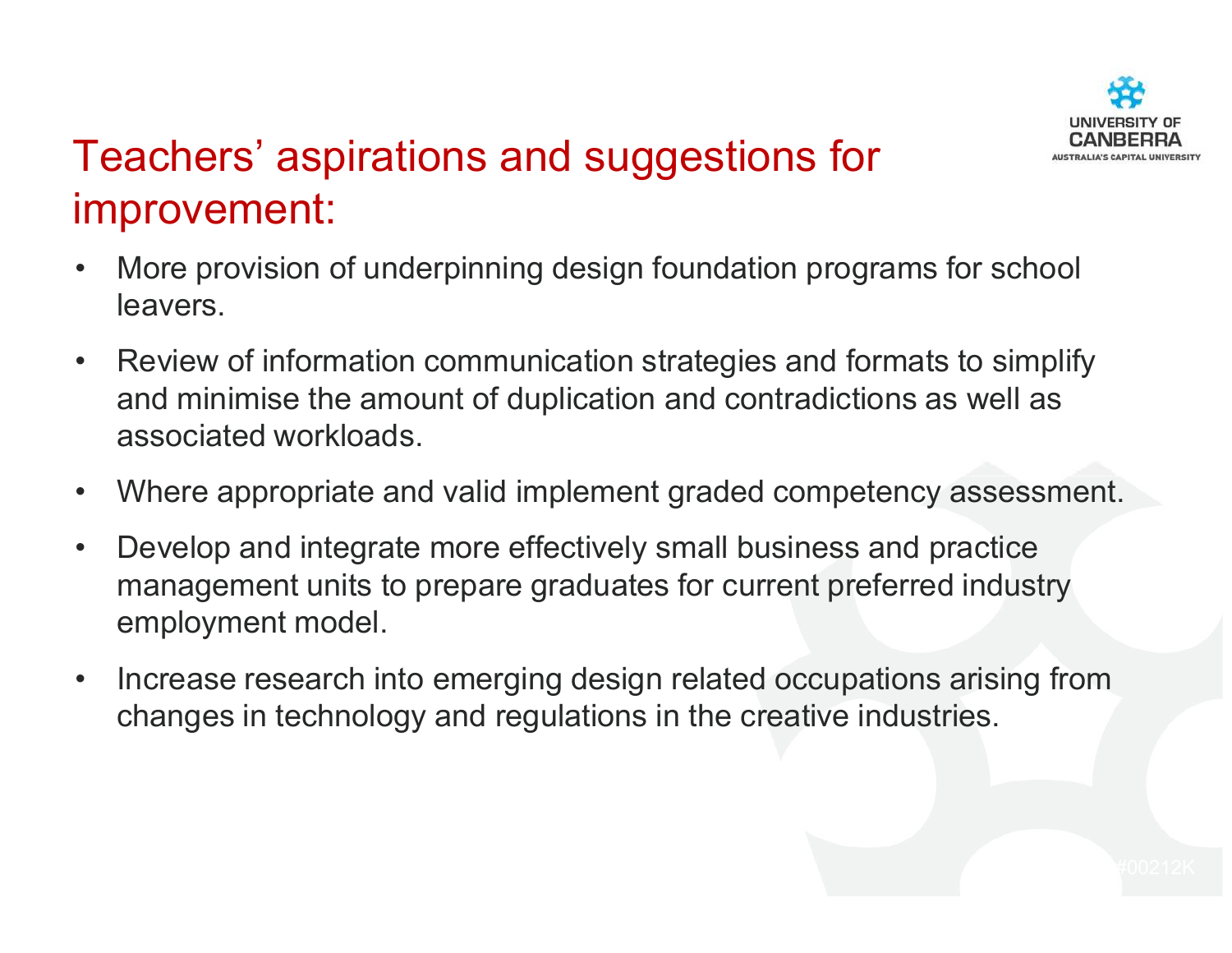# Teachers' aspirations and suggestions for improvement:

- More provision of underpinning design foundation programs for school leavers.
- Review of information communication strategies and formats to simplify and minimise the amount of duplication and contradictions as well as associated workloads.
- Where appropriate and valid implement graded competency assessment.
- Develop and integrate more effectively small business and practice management units to prepare graduates for current preferred industry employment model.
- Increase research into emerging design related occupations arising from changes in technology and regulations in the creative industries.